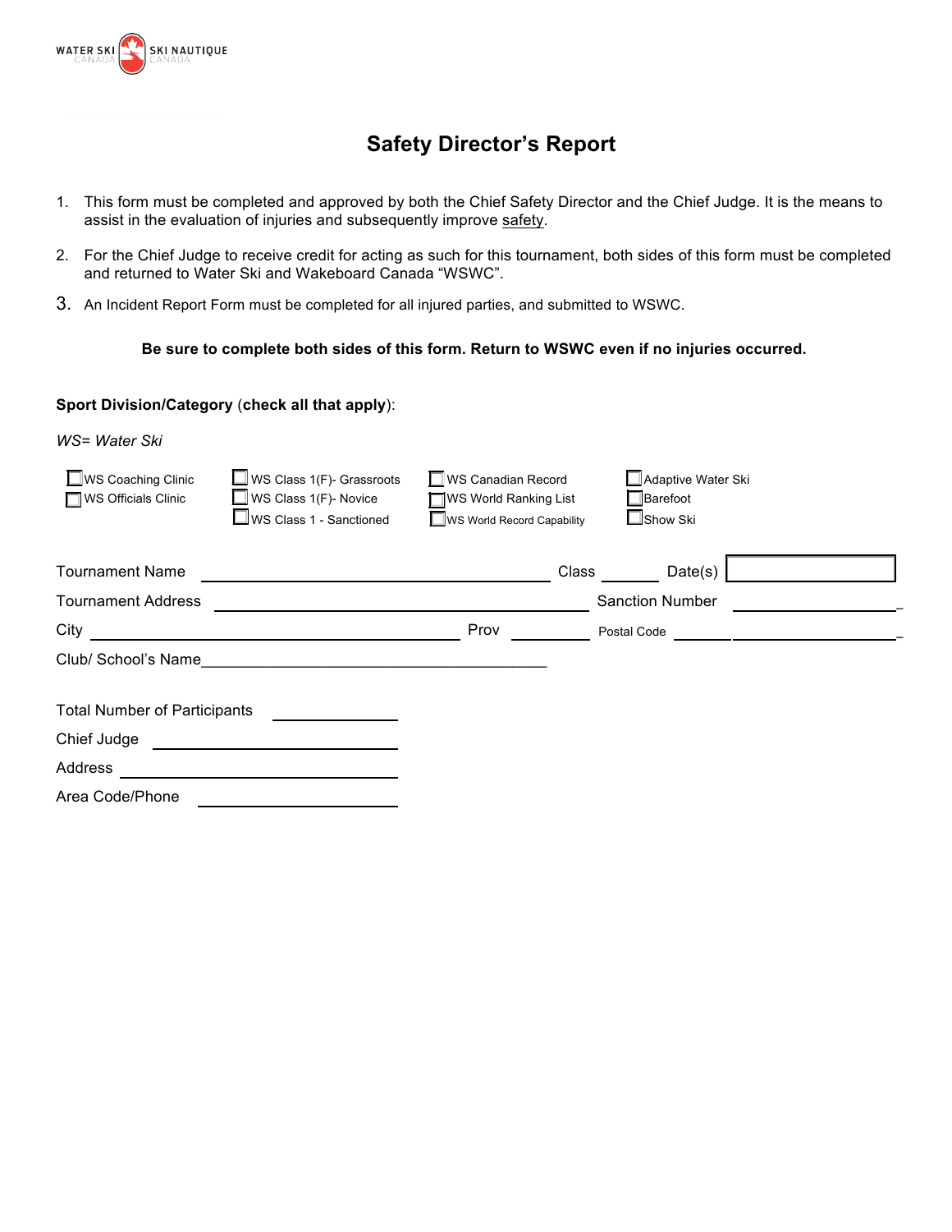WATER SKI CANADA | SKI NAUTIQUE CANADA

# Safety Director's Report

1. This form must be completed and approved by both the Chief Safety Director and the Chief Judge. It is the means to assist in the evaluation of injuries and subsequently improve safety.
2. For the Chief Judge to receive credit for acting as such for this tournament, both sides of this form must be completed and returned to Water Ski and Wakeboard Canada "WSWC".
3. An Incident Report Form must be completed for all injured parties, and submitted to WSWC.

**Be sure to complete both sides of this form. Return to WSWC even if no injuries occurred.**

**Sport Division/Category** (**check all that apply**):

*WS= Water Ski*

- ☐ WS Coaching Clinic
- ☐ WS Officials Clinic
- ☐ WS Class 1(F)- Grassroots
- ☐ WS Class 1(F)- Novice
- ☐ WS Class 1 - Sanctioned
- ☐ WS Canadian Record
- ☐ WS World Ranking List
- ☐ WS World Record Capability
- ☐ Adaptive Water Ski
- ☐ Barefoot
- ☐ Show Ski

Tournament Name ______________________ Class ________ Date(s) ________

Tournament Address ______________________ Sanction Number ________

City ______________________ Prov ________ Postal Code ________

Club/ School's Name ______________________

Total Number of Participants ________

Chief Judge ______________________

Address ______________________

Area Code/Phone ______________________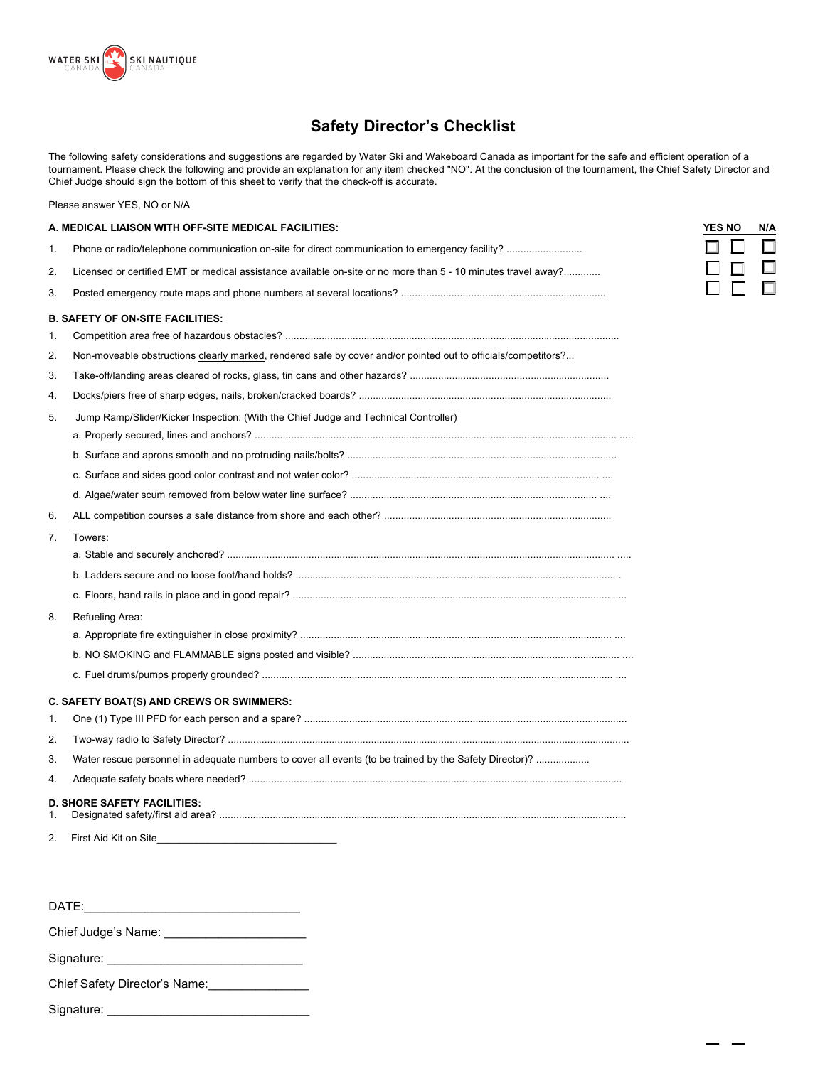WATER SKI CANADA | SKI NAUTIQUE CANADA

# Safety Director's Checklist

The following safety considerations and suggestions are regarded by Water Ski and Wakeboard Canada as important for the safe and efficient operation of a tournament. Please check the following and provide an explanation for any item checked "NO". At the conclusion of the tournament, the Chief Safety Director and Chief Judge should sign the bottom of this sheet to verify that the check-off is accurate.

Please answer YES, NO or N/A

| | YES | NO | N/A |
|---|---|---|---|
| **A. MEDICAL LIAISON WITH OFF-SITE MEDICAL FACILITIES:** | | | |
| 1. Phone or radio/telephone communication on-site for direct communication to emergency facility? | ☐ | ☐ | ☐ |
| 2. Licensed or certified EMT or medical assistance available on-site or no more than 5 - 10 minutes travel away? | ☐ | ☐ | ☐ |
| 3. Posted emergency route maps and phone numbers at several locations? | ☐ | ☐ | ☐ |

**B. SAFETY OF ON-SITE FACILITIES:**

1. Competition area free of hazardous obstacles?
2. Non-moveable obstructions clearly marked, rendered safe by cover and/or pointed out to officials/competitors?
3. Take-off/landing areas cleared of rocks, glass, tin cans and other hazards?
4. Docks/piers free of sharp edges, nails, broken/cracked boards?
5. Jump Ramp/Slider/Kicker Inspection: (With the Chief Judge and Technical Controller)
   - a. Properly secured, lines and anchors?
   - b. Surface and aprons smooth and no protruding nails/bolts?
   - c. Surface and sides good color contrast and not water color?
   - d. Algae/water scum removed from below water line surface?
6. ALL competition courses a safe distance from shore and each other?
7. Towers:
   - a. Stable and securely anchored?
   - b. Ladders secure and no loose foot/hand holds?
   - c. Floors, hand rails in place and in good repair?
8. Refueling Area:
   - a. Appropriate fire extinguisher in close proximity?
   - b. NO SMOKING and FLAMMABLE signs posted and visible?
   - c. Fuel drums/pumps properly grounded?

**C. SAFETY BOAT(S) AND CREWS OR SWIMMERS:**

1. One (1) Type III PFD for each person and a spare?
2. Two-way radio to Safety Director?
3. Water rescue personnel in adequate numbers to cover all events (to be trained by the Safety Director)?
4. Adequate safety boats where needed?

**D. SHORE SAFETY FACILITIES:**

1. Designated safety/first aid area?
2. First Aid Kit on Site________________________________

DATE:_________________________________

Chief Judge's Name: _____________________

Signature: ______________________________

Chief Safety Director's Name:_______________

Signature: _______________________________